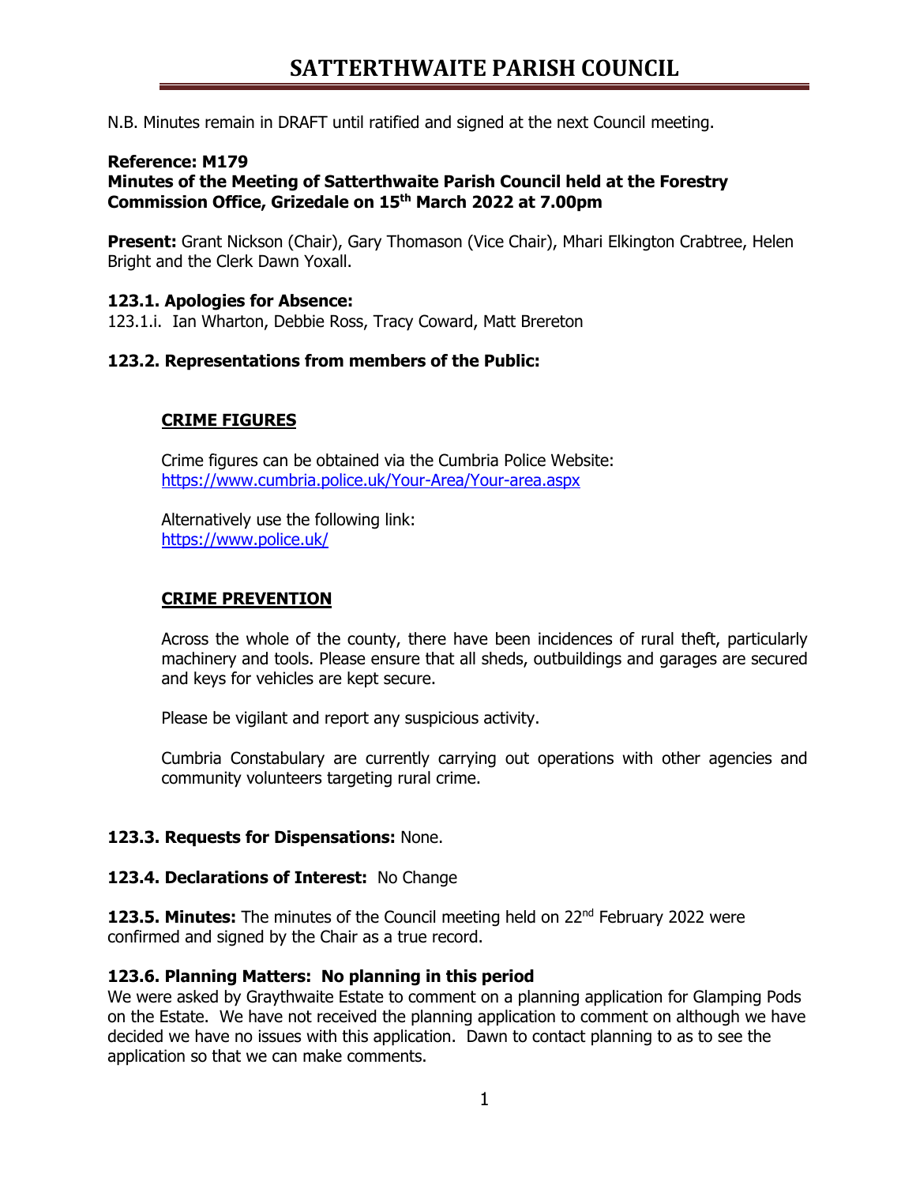# SATTERTHWAITE PARISH COUNCIL

N.B. Minutes remain in DRAFT until ratified and signed at the next Council meeting.

**Reference: M179**
**Minutes of the Meeting of Satterthwaite Parish Council held at the Forestry Commission Office, Grizedale on 15th March 2022 at 7.00pm**

**Present:** Grant Nickson (Chair), Gary Thomason (Vice Chair), Mhari Elkington Crabtree, Helen Bright and the Clerk Dawn Yoxall.

**123.1. Apologies for Absence:**
123.1.i. Ian Wharton, Debbie Ross, Tracy Coward, Matt Brereton

**123.2. Representations from members of the Public:**

**CRIME FIGURES**

Crime figures can be obtained via the Cumbria Police Website:
https://www.cumbria.police.uk/Your-Area/Your-area.aspx

Alternatively use the following link:
https://www.police.uk/

**CRIME PREVENTION**

Across the whole of the county, there have been incidences of rural theft, particularly machinery and tools. Please ensure that all sheds, outbuildings and garages are secured and keys for vehicles are kept secure.

Please be vigilant and report any suspicious activity.

Cumbria Constabulary are currently carrying out operations with other agencies and community volunteers targeting rural crime.

**123.3. Requests for Dispensations:** None.

**123.4. Declarations of Interest:** No Change

**123.5. Minutes:** The minutes of the Council meeting held on 22nd February 2022 were confirmed and signed by the Chair as a true record.

**123.6. Planning Matters: No planning in this period**
We were asked by Graythwaite Estate to comment on a planning application for Glamping Pods on the Estate. We have not received the planning application to comment on although we have decided we have no issues with this application. Dawn to contact planning to as to see the application so that we can make comments.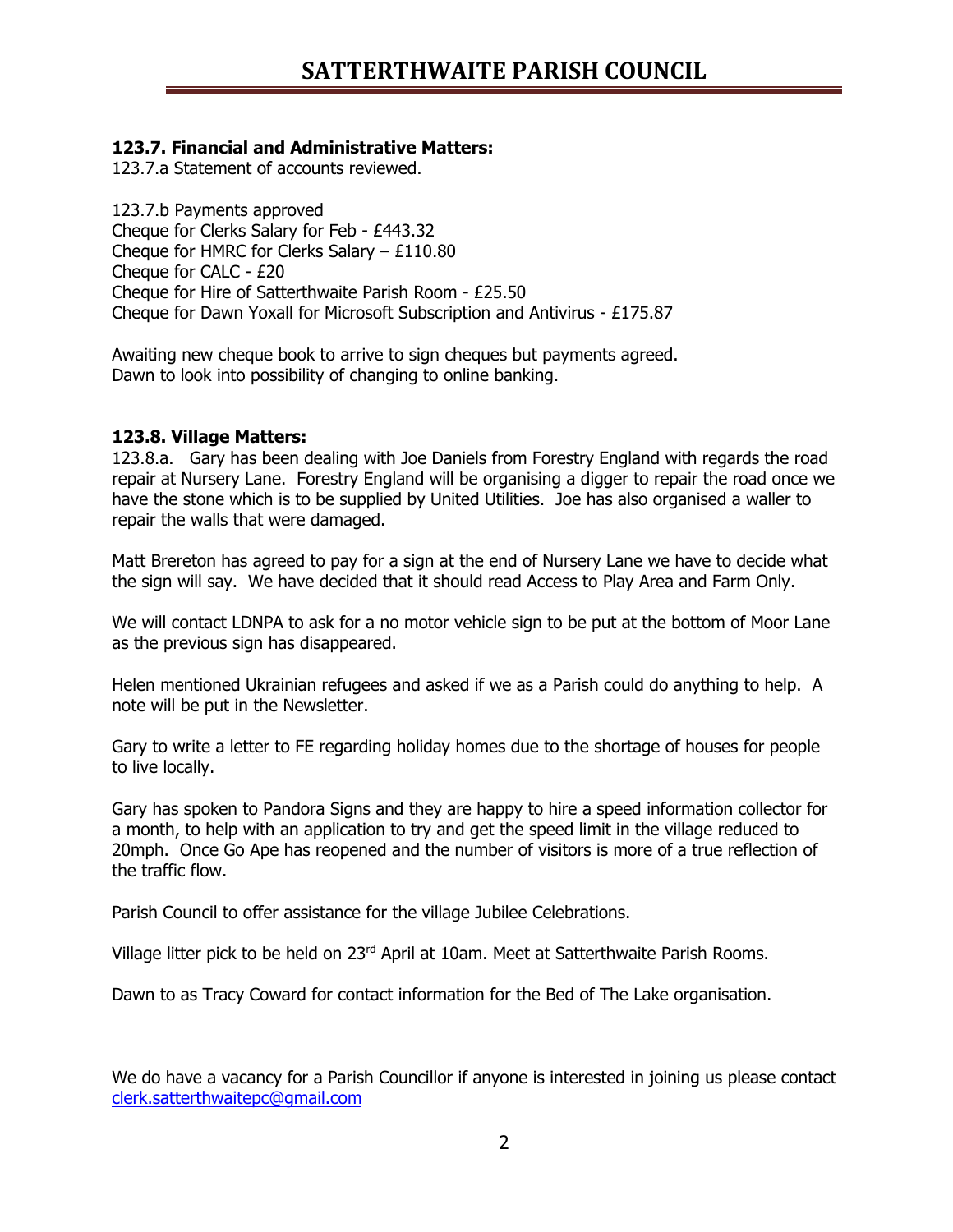### 123.7. Financial and Administrative Matters:

123.7.a Statement of accounts reviewed.

123.7.b Payments approved
Cheque for Clerks Salary for Feb - £443.32
Cheque for HMRC for Clerks Salary – £110.80
Cheque for CALC - £20
Cheque for Hire of Satterthwaite Parish Room - £25.50
Cheque for Dawn Yoxall for Microsoft Subscription and Antivirus - £175.87

Awaiting new cheque book to arrive to sign cheques but payments agreed.
Dawn to look into possibility of changing to online banking.

### 123.8. Village Matters:

123.8.a. Gary has been dealing with Joe Daniels from Forestry England with regards the road repair at Nursery Lane. Forestry England will be organising a digger to repair the road once we have the stone which is to be supplied by United Utilities. Joe has also organised a waller to repair the walls that were damaged.

Matt Brereton has agreed to pay for a sign at the end of Nursery Lane we have to decide what the sign will say. We have decided that it should read Access to Play Area and Farm Only.

We will contact LDNPA to ask for a no motor vehicle sign to be put at the bottom of Moor Lane as the previous sign has disappeared.

Helen mentioned Ukrainian refugees and asked if we as a Parish could do anything to help. A note will be put in the Newsletter.

Gary to write a letter to FE regarding holiday homes due to the shortage of houses for people to live locally.

Gary has spoken to Pandora Signs and they are happy to hire a speed information collector for a month, to help with an application to try and get the speed limit in the village reduced to 20mph. Once Go Ape has reopened and the number of visitors is more of a true reflection of the traffic flow.

Parish Council to offer assistance for the village Jubilee Celebrations.

Village litter pick to be held on 23rd April at 10am. Meet at Satterthwaite Parish Rooms.

Dawn to as Tracy Coward for contact information for the Bed of The Lake organisation.

We do have a vacancy for a Parish Councillor if anyone is interested in joining us please contact clerk.satterthwaitepc@gmail.com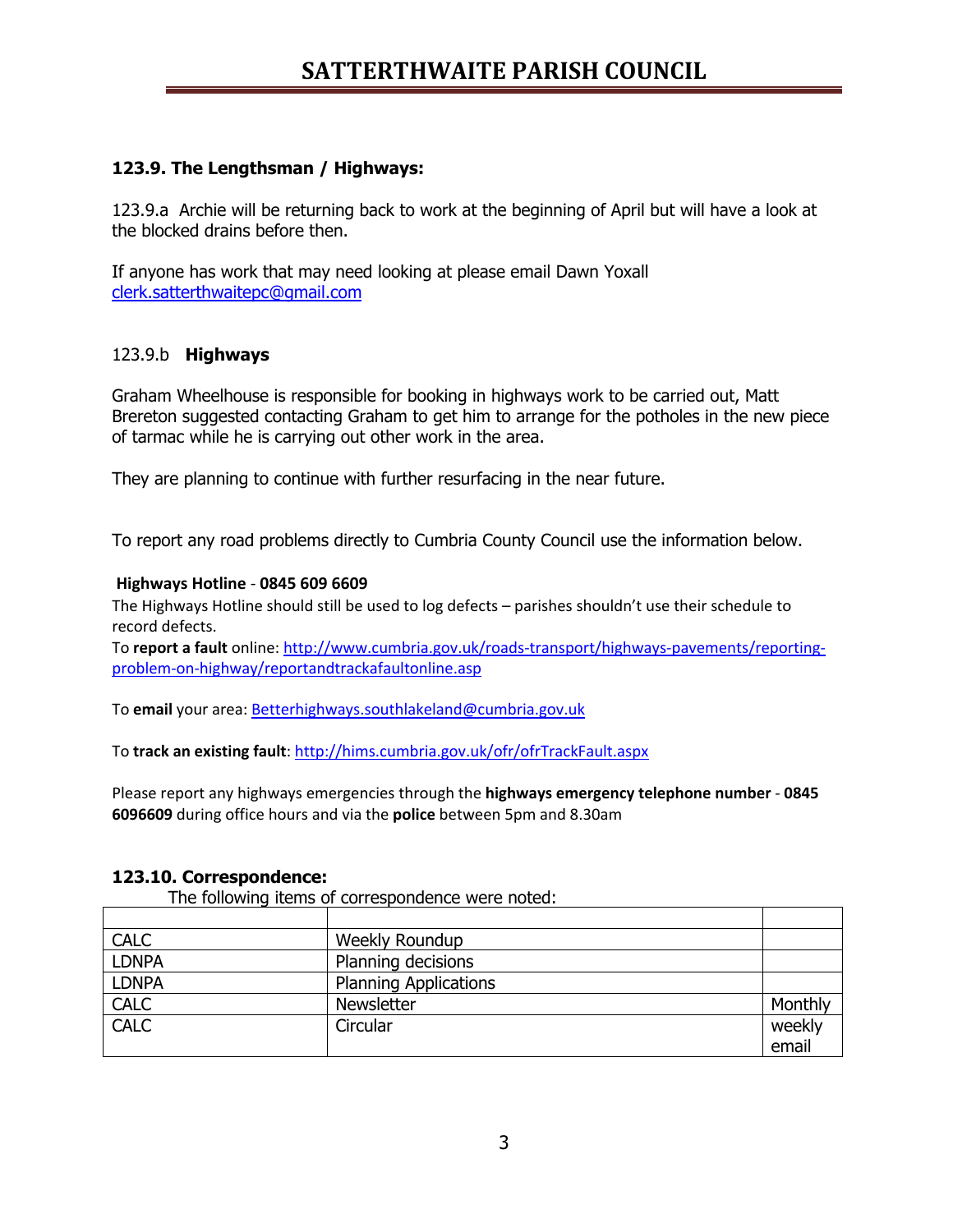### 123.9. The Lengthsman / Highways:

123.9.a Archie will be returning back to work at the beginning of April but will have a look at the blocked drains before then.

If anyone has work that may need looking at please email Dawn Yoxall clerk.satterthwaitepc@gmail.com

123.9.b **Highways**

Graham Wheelhouse is responsible for booking in highways work to be carried out, Matt Brereton suggested contacting Graham to get him to arrange for the potholes in the new piece of tarmac while he is carrying out other work in the area.

They are planning to continue with further resurfacing in the near future.

To report any road problems directly to Cumbria County Council use the information below.

**Highways Hotline** - **0845 609 6609**

The Highways Hotline should still be used to log defects – parishes shouldn't use their schedule to record defects.

To **report a fault** online: http://www.cumbria.gov.uk/roads-transport/highways-pavements/reporting-problem-on-highway/reportandtrackafaultonline.asp

To **email** your area: Betterhighways.southlakeland@cumbria.gov.uk

To **track an existing fault**: http://hims.cumbria.gov.uk/ofr/ofrTrackFault.aspx

Please report any highways emergencies through the **highways emergency telephone number** - **0845 6096609** during office hours and via the **police** between 5pm and 8.30am

### 123.10. Correspondence:

The following items of correspondence were noted:

| | | |
|---|---|---|
| CALC | Weekly Roundup | |
| LDNPA | Planning decisions | |
| LDNPA | Planning Applications | |
| CALC | Newsletter | Monthly |
| CALC | Circular | weekly email |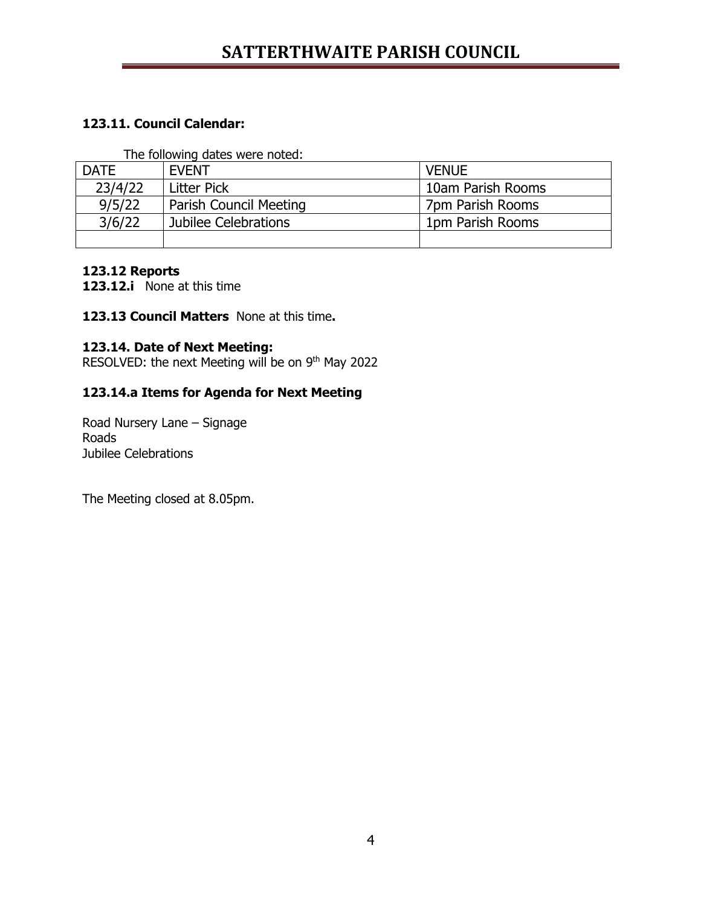**123.11. Council Calendar:**

The following dates were noted:

| DATE | EVENT | VENUE |
|---|---|---|
| 23/4/22 | Litter Pick | 10am Parish Rooms |
| 9/5/22 | Parish Council Meeting | 7pm Parish Rooms |
| 3/6/22 | Jubilee Celebrations | 1pm Parish Rooms |
| | | |

**123.12 Reports**

**123.12.i** None at this time

**123.13 Council Matters** None at this time**.**

**123.14. Date of Next Meeting:**

RESOLVED: the next Meeting will be on 9th May 2022

**123.14.a Items for Agenda for Next Meeting**

Road Nursery Lane – Signage
Roads
Jubilee Celebrations

The Meeting closed at 8.05pm.